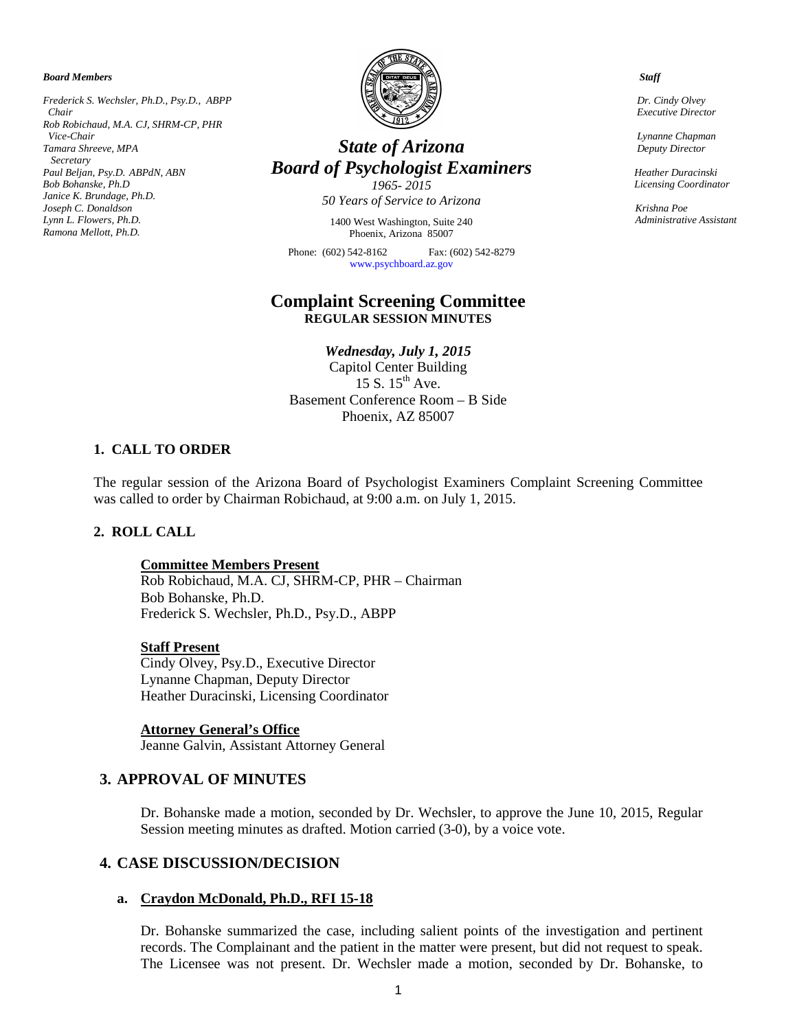***Board Members***

*Frederick S. Wechsler, Ph.D., Psy.D., ABPP*
*Chair*
*Rob Robichaud, M.A. CJ, SHRM-CP, PHR*
*Vice-Chair*
*Tamara Shreeve, MPA*
*Secretary*
*Paul Beljan, Psy.D. ABPdN, ABN*
*Bob Bohanske, Ph.D*
*Janice K. Brundage, Ph.D.*
*Joseph C. Donaldson*
*Lynn L. Flowers, Ph.D.*
*Ramona Mellott, Ph.D.*

# *State of Arizona*
# *Board of Psychologist Examiners*

*1965- 2015*
*50 Years of Service to Arizona*

1400 West Washington, Suite 240
Phoenix, Arizona 85007

Phone: (602) 542-8162 Fax: (602) 542-8279
www.psychboard.az.gov

***Staff***

*Dr. Cindy Olvey*
*Executive Director*

*Lynanne Chapman*
*Deputy Director*

*Heather Duracinski*
*Licensing Coordinator*

*Krishna Poe*
*Administrative Assistant*

## Complaint Screening Committee
**REGULAR SESSION MINUTES**

***Wednesday, July 1, 2015***
Capitol Center Building
15 S. 15th Ave.
Basement Conference Room – B Side
Phoenix, AZ 85007

### 1. CALL TO ORDER

The regular session of the Arizona Board of Psychologist Examiners Complaint Screening Committee was called to order by Chairman Robichaud, at 9:00 a.m. on July 1, 2015.

### 2. ROLL CALL

**Committee Members Present**
Rob Robichaud, M.A. CJ, SHRM-CP, PHR – Chairman
Bob Bohanske, Ph.D.
Frederick S. Wechsler, Ph.D., Psy.D., ABPP

**Staff Present**
Cindy Olvey, Psy.D., Executive Director
Lynanne Chapman, Deputy Director
Heather Duracinski, Licensing Coordinator

**Attorney General's Office**
Jeanne Galvin, Assistant Attorney General

### 3. APPROVAL OF MINUTES

Dr. Bohanske made a motion, seconded by Dr. Wechsler, to approve the June 10, 2015, Regular Session meeting minutes as drafted. Motion carried (3-0), by a voice vote.

### 4. CASE DISCUSSION/DECISION

**a. Craydon McDonald, Ph.D., RFI 15-18**

Dr. Bohanske summarized the case, including salient points of the investigation and pertinent records. The Complainant and the patient in the matter were present, but did not request to speak. The Licensee was not present. Dr. Wechsler made a motion, seconded by Dr. Bohanske, to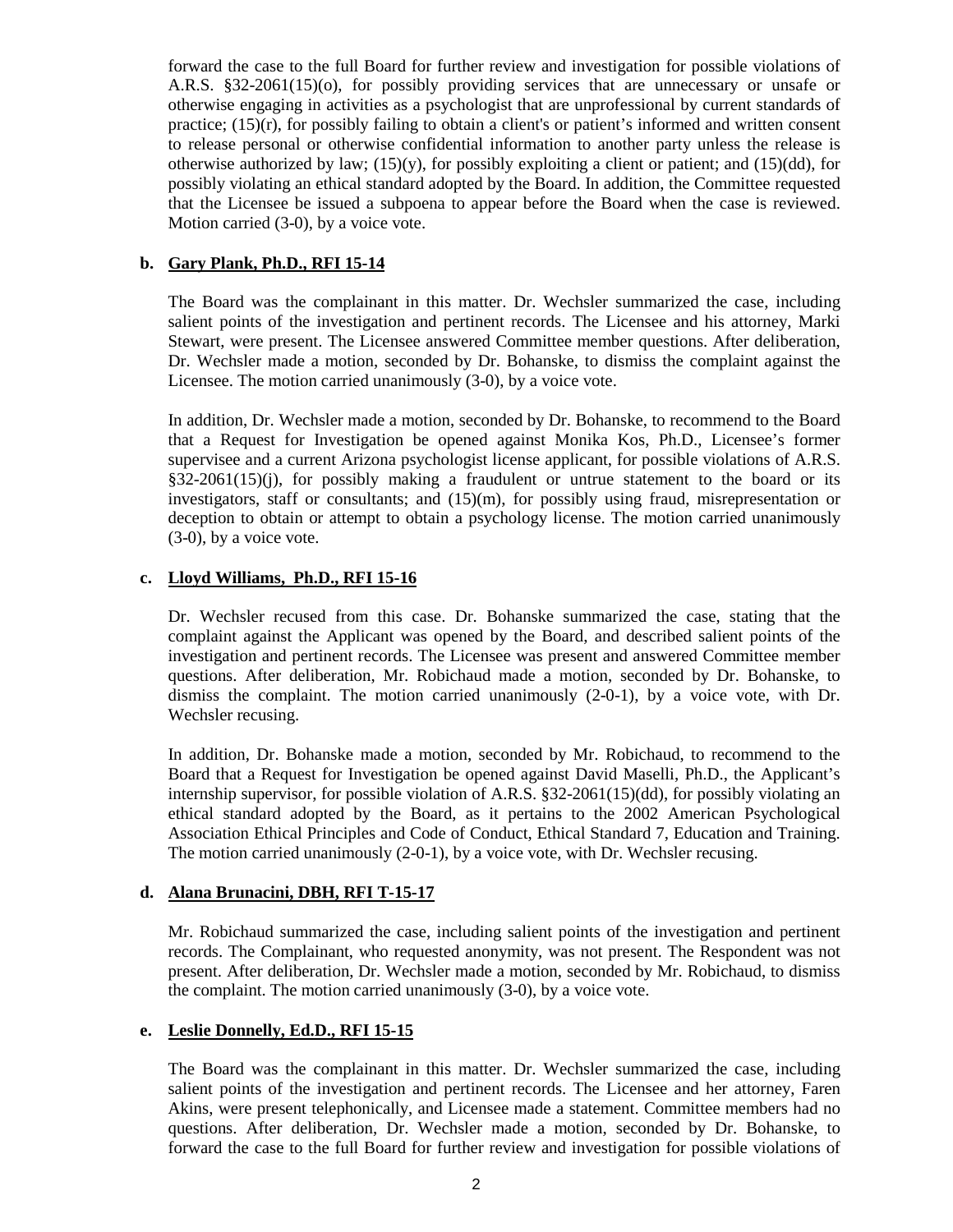forward the case to the full Board for further review and investigation for possible violations of A.R.S. §32-2061(15)(o), for possibly providing services that are unnecessary or unsafe or otherwise engaging in activities as a psychologist that are unprofessional by current standards of practice; (15)(r), for possibly failing to obtain a client's or patient's informed and written consent to release personal or otherwise confidential information to another party unless the release is otherwise authorized by law; (15)(y), for possibly exploiting a client or patient; and (15)(dd), for possibly violating an ethical standard adopted by the Board. In addition, the Committee requested that the Licensee be issued a subpoena to appear before the Board when the case is reviewed. Motion carried (3-0), by a voice vote.

**b. Gary Plank, Ph.D., RFI 15-14**

The Board was the complainant in this matter. Dr. Wechsler summarized the case, including salient points of the investigation and pertinent records. The Licensee and his attorney, Marki Stewart, were present. The Licensee answered Committee member questions. After deliberation, Dr. Wechsler made a motion, seconded by Dr. Bohanske, to dismiss the complaint against the Licensee. The motion carried unanimously (3-0), by a voice vote.

In addition, Dr. Wechsler made a motion, seconded by Dr. Bohanske, to recommend to the Board that a Request for Investigation be opened against Monika Kos, Ph.D., Licensee's former supervisee and a current Arizona psychologist license applicant, for possible violations of A.R.S. §32-2061(15)(j), for possibly making a fraudulent or untrue statement to the board or its investigators, staff or consultants; and (15)(m), for possibly using fraud, misrepresentation or deception to obtain or attempt to obtain a psychology license. The motion carried unanimously (3-0), by a voice vote.

**c. Lloyd Williams, Ph.D., RFI 15-16**

Dr. Wechsler recused from this case. Dr. Bohanske summarized the case, stating that the complaint against the Applicant was opened by the Board, and described salient points of the investigation and pertinent records. The Licensee was present and answered Committee member questions. After deliberation, Mr. Robichaud made a motion, seconded by Dr. Bohanske, to dismiss the complaint. The motion carried unanimously (2-0-1), by a voice vote, with Dr. Wechsler recusing.

In addition, Dr. Bohanske made a motion, seconded by Mr. Robichaud, to recommend to the Board that a Request for Investigation be opened against David Maselli, Ph.D., the Applicant's internship supervisor, for possible violation of A.R.S. §32-2061(15)(dd), for possibly violating an ethical standard adopted by the Board, as it pertains to the 2002 American Psychological Association Ethical Principles and Code of Conduct, Ethical Standard 7, Education and Training. The motion carried unanimously (2-0-1), by a voice vote, with Dr. Wechsler recusing.

**d. Alana Brunacini, DBH, RFI T-15-17**

Mr. Robichaud summarized the case, including salient points of the investigation and pertinent records. The Complainant, who requested anonymity, was not present. The Respondent was not present. After deliberation, Dr. Wechsler made a motion, seconded by Mr. Robichaud, to dismiss the complaint. The motion carried unanimously (3-0), by a voice vote.

**e. Leslie Donnelly, Ed.D., RFI 15-15**

The Board was the complainant in this matter. Dr. Wechsler summarized the case, including salient points of the investigation and pertinent records. The Licensee and her attorney, Faren Akins, were present telephonically, and Licensee made a statement. Committee members had no questions. After deliberation, Dr. Wechsler made a motion, seconded by Dr. Bohanske, to forward the case to the full Board for further review and investigation for possible violations of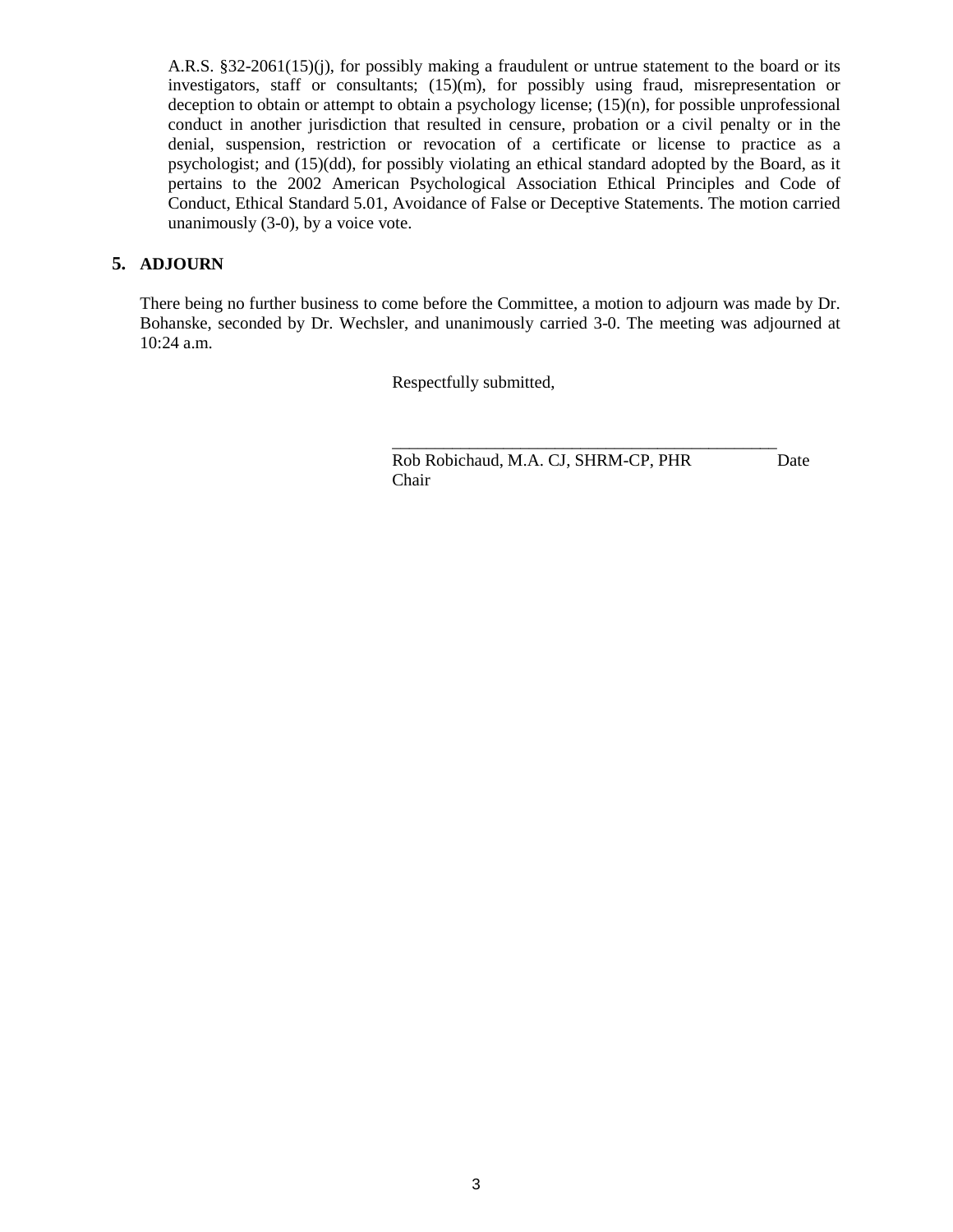A.R.S. §32-2061(15)(j), for possibly making a fraudulent or untrue statement to the board or its investigators, staff or consultants; (15)(m), for possibly using fraud, misrepresentation or deception to obtain or attempt to obtain a psychology license; (15)(n), for possible unprofessional conduct in another jurisdiction that resulted in censure, probation or a civil penalty or in the denial, suspension, restriction or revocation of a certificate or license to practice as a psychologist; and (15)(dd), for possibly violating an ethical standard adopted by the Board, as it pertains to the 2002 American Psychological Association Ethical Principles and Code of Conduct, Ethical Standard 5.01, Avoidance of False or Deceptive Statements. The motion carried unanimously (3-0), by a voice vote.

## 5. ADJOURN

There being no further business to come before the Committee, a motion to adjourn was made by Dr. Bohanske, seconded by Dr. Wechsler, and unanimously carried 3-0. The meeting was adjourned at 10:24 a.m.

Respectfully submitted,

_______________________________________________

Rob Robichaud, M.A. CJ, SHRM-CP, PHR        Date

Chair